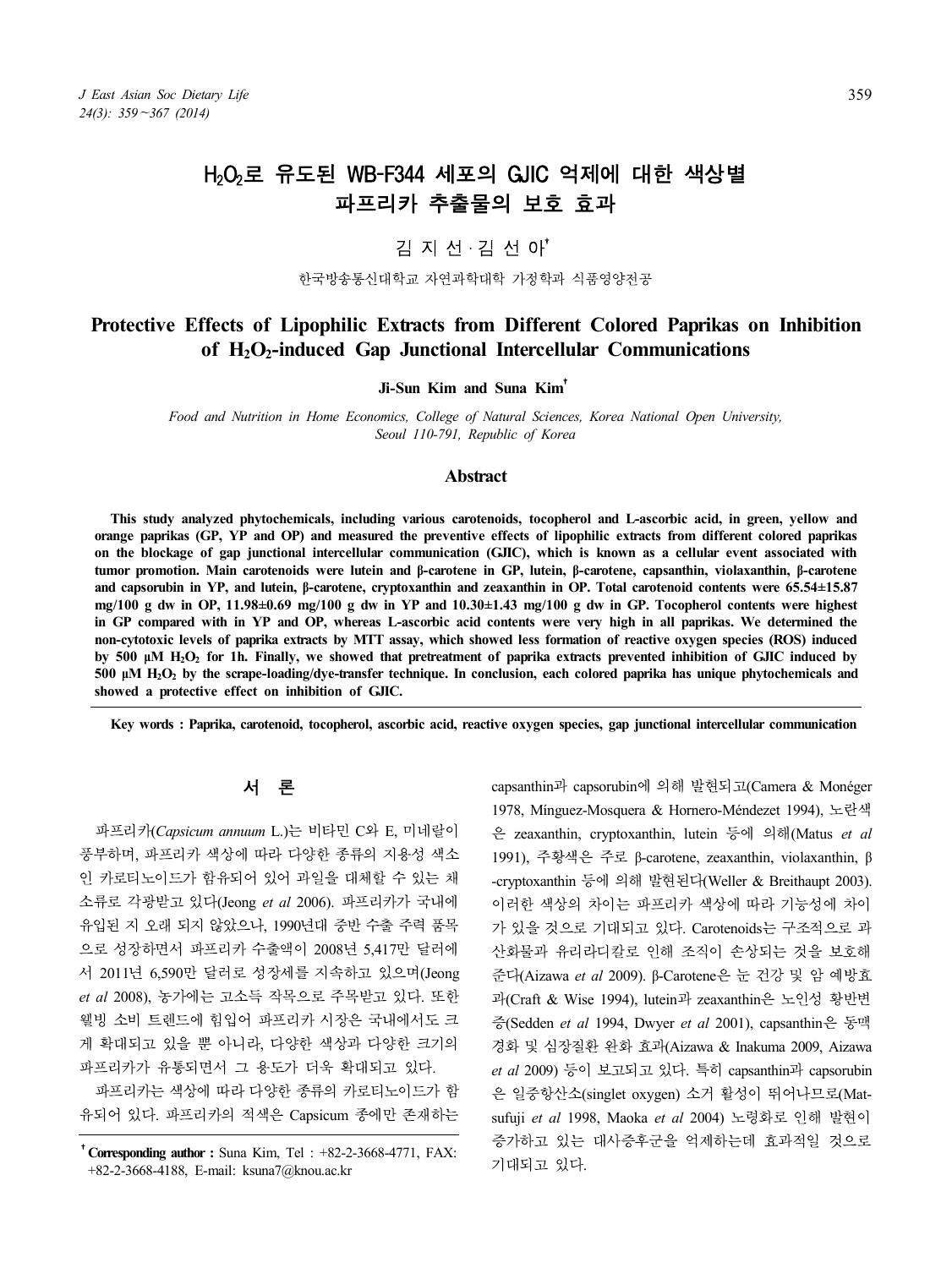# $H_2O_2$로 유도된 WB-F344 세포의 GJIC 억제에 대한 색상별 파프리카 추출물의 보호 효과

김 지 선 · 김 선 아[†]

한국방송통신대학교 자연과학대학 가정학과 식품영양전공

# Protective Effects of Lipophilic Extracts from Different Colored Paprikas on Inhibition of $H_2O_2$-induced Gap Junctional Intercellular Communications

**Ji-Sun Kim and Suna Kim[†]**

*Food and Nutrition in Home Economics, College of Natural Sciences, Korea National Open University, Seoul 110-791, Republic of Korea*

## Abstract

**This study analyzed phytochemicals, including various carotenoids, tocopherol and L-ascorbic acid, in green, yellow and orange paprikas (GP, YP and OP) and measured the preventive effects of lipophilic extracts from different colored paprikas on the blockage of gap junctional intercellular communication (GJIC), which is known as a cellular event associated with tumor promotion. Main carotenoids were lutein and β-carotene in GP, lutein, β-carotene, capsanthin, violaxanthin, β-carotene and capsorubin in YP, and lutein, β-carotene, cryptoxanthin and zeaxanthin in OP. Total carotenoid contents were 65.54±15.87 mg/100 g dw in OP, 11.98±0.69 mg/100 g dw in YP and 10.30±1.43 mg/100 g dw in GP. Tocopherol contents were highest in GP compared with in YP and OP, whereas L-ascorbic acid contents were very high in all paprikas. We determined the non-cytotoxic levels of paprika extracts by MTT assay, which showed less formation of reactive oxygen species (ROS) induced by 500 μM $H_2O_2$ for 1h. Finally, we showed that pretreatment of paprika extracts prevented inhibition of GJIC induced by 500 μM $H_2O_2$ by the scrape-loading/dye-transfer technique. In conclusion, each colored paprika has unique phytochemicals and showed a protective effect on inhibition of GJIC.**

**Key words : Paprika, carotenoid, tocopherol, ascorbic acid, reactive oxygen species, gap junctional intercellular communication**

## 서 론

파프리카(*Capsicum annuum* L.)는 비타민 C와 E, 미네랄이 풍부하며, 파프리카 색상에 따라 다양한 종류의 지용성 색소인 카로티노이드가 함유되어 있어 과일을 대체할 수 있는 채소류로 각광받고 있다(Jeong *et al* 2006). 파프리카가 국내에 유입된 지 오래 되지 않았으나, 1990년대 중반 수출 주력 품목으로 성장하면서 파프리카 수출액이 2008년 5,417만 달러에서 2011년 6,590만 달러로 성장세를 지속하고 있으며(Jeong *et al* 2008), 농가에는 고소득 작목으로 주목받고 있다. 또한 웰빙 소비 트렌드에 힘입어 파프리카 시장은 국내에서도 크게 확대되고 있을 뿐 아니라, 다양한 색상과 다양한 크기의 파프리카가 유통되면서 그 용도가 더욱 확대되고 있다.

파프리카는 색상에 따라 다양한 종류의 카로티노이드가 함유되어 있다. 파프리카의 적색은 Capsicum 종에만 존재하는 capsanthin과 capsorubin에 의해 발현되고(Camera & Monéger 1978, Mínguez-Mosquera & Hornero-Méndezet 1994), 노란색은 zeaxanthin, cryptoxanthin, lutein 등에 의해(Matus *et al* 1991), 주황색은 주로 β-carotene, zeaxanthin, violaxanthin, β-cryptoxanthin 등에 의해 발현된다(Weller & Breithaupt 2003). 이러한 색상의 차이는 파프리카 색상에 따라 기능성에 차이가 있을 것으로 기대되고 있다. Carotenoids는 구조적으로 과산화물과 유리라디칼로 인해 조직이 손상되는 것을 보호해준다(Aizawa *et al* 2009). β-Carotene은 눈 건강 및 암 예방효과(Craft & Wise 1994), lutein과 zeaxanthin은 노인성 황반변증(Sedden *et al* 1994, Dwyer *et al* 2001), capsanthin은 동맥경화 및 심장질환 완화 효과(Aizawa & Inakuma 2009, Aizawa *et al* 2009) 등이 보고되고 있다. 특히 capsanthin과 capsorubin은 일중항산소(singlet oxygen) 소거 활성이 뛰어나므로(Matsufuji *et al* 1998, Maoka *et al* 2004) 노령화로 인해 발현이 증가하고 있는 대사증후군을 억제하는데 효과적일 것으로 기대되고 있다.

[†] **Corresponding author :** Suna Kim, Tel : +82-2-3668-4771, FAX: +82-2-3668-4188, E-mail: ksuna7@knou.ac.kr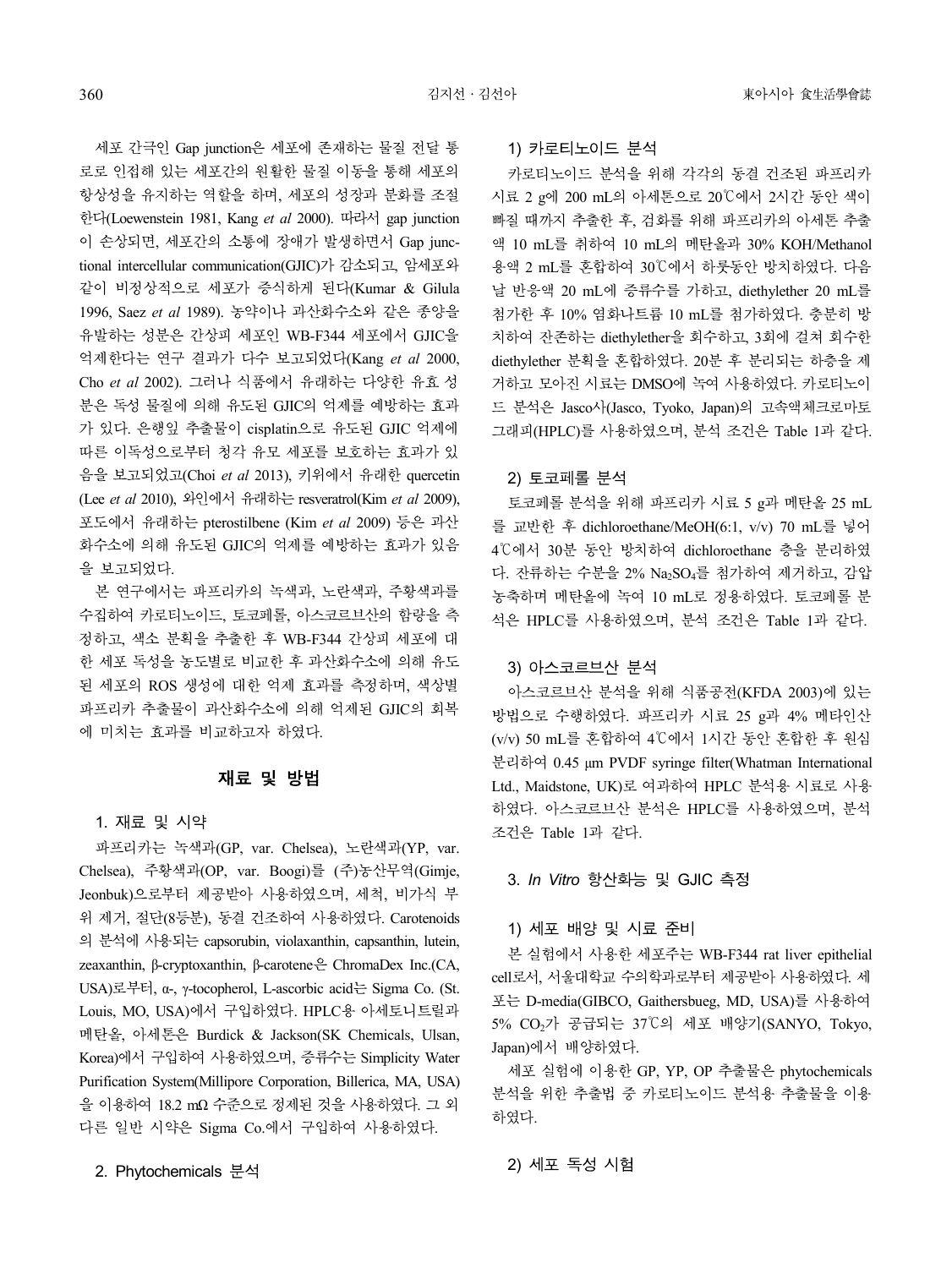세포 간극인 Gap junction은 세포에 존재하는 물질 전달 통로로 인접해 있는 세포간의 원활한 물질 이동을 통해 세포의 항상성을 유지하는 역할을 하며, 세포의 성장과 분화를 조절한다(Loewenstein 1981, Kang *et al* 2000). 따라서 gap junction이 손상되면, 세포간의 소통에 장애가 발생하면서 Gap junctional intercellular communication(GJIC)가 감소되고, 암세포와 같이 비정상적으로 세포가 증식하게 된다(Kumar & Gilula 1996, Saez *et al* 1989). 농약이나 과산화수소와 같은 종양을 유발하는 성분은 간상피 세포인 WB-F344 세포에서 GJIC을 억제한다는 연구 결과가 다수 보고되었다(Kang *et al* 2000, Cho *et al* 2002). 그러나 식품에서 유래하는 다양한 유효 성분은 독성 물질에 의해 유도된 GJIC의 억제를 예방하는 효과가 있다. 은행잎 추출물이 cisplatin으로 유도된 GJIC 억제에 따른 이독성으로부터 청각 유모 세포를 보호하는 효과가 있음을 보고되었고(Choi *et al* 2013), 키위에서 유래한 quercetin (Lee *et al* 2010), 와인에서 유래하는 resveratrol(Kim *et al* 2009), 포도에서 유래하는 pterostilbene (Kim *et al* 2009) 등은 과산화수소에 의해 유도된 GJIC의 억제를 예방하는 효과가 있음을 보고되었다.

본 연구에서는 파프리카의 녹색과, 노란색과, 주황색과를 수집하여 카로티노이드, 토코페롤, 아스코르브산의 함량을 측정하고, 색소 분획을 추출한 후 WB-F344 간상피 세포에 대한 세포 독성을 농도별로 비교한 후 과산화수소에 의해 유도된 세포의 ROS 생성에 대한 억제 효과를 측정하며, 색상별 파프리카 추출물이 과산화수소에 의해 억제된 GJIC의 회복에 미치는 효과를 비교하고자 하였다.

## 재료 및 방법

### 1. 재료 및 시약

파프리카는 녹색과(GP, var. Chelsea), 노란색과(YP, var. Chelsea), 주황색과(OP, var. Boogi)를 (주)농산무역(Gimje, Jeonbuk)으로부터 제공받아 사용하였으며, 세척, 비가식 부위 제거, 절단(8등분), 동결 건조하여 사용하였다. Carotenoids의 분석에 사용되는 capsorubin, violaxanthin, capsanthin, lutein, zeaxanthin, β-cryptoxanthin, β-carotene은 ChromaDex Inc.(CA, USA)로부터, α-, γ-tocopherol, L-ascorbic acid는 Sigma Co. (St. Louis, MO, USA)에서 구입하였다. HPLC용 아세토니트릴과 메탄올, 아세톤은 Burdick & Jackson(SK Chemicals, Ulsan, Korea)에서 구입하여 사용하였으며, 증류수는 Simplicity Water Purification System(Millipore Corporation, Billerica, MA, USA)을 이용하여 18.2 mΩ 수준으로 정제된 것을 사용하였다. 그 외 다른 일반 시약은 Sigma Co.에서 구입하여 사용하였다.

### 2. Phytochemicals 분석

#### 1) 카로티노이드 분석

카로티노이드 분석을 위해 각각의 동결 건조된 파프리카 시료 2 g에 200 mL의 아세톤으로 20℃에서 2시간 동안 색이 빠질 때까지 추출한 후, 검화를 위해 파프리카의 아세톤 추출액 10 mL를 취하여 10 mL의 메탄올과 30% KOH/Methanol 용액 2 mL를 혼합하여 30℃에서 하룻동안 방치하였다. 다음날 반응액 20 mL에 증류수를 가하고, diethylether 20 mL를 첨가한 후 10% 염화나트륨 10 mL를 첨가하였다. 충분히 방치하여 잔존하는 diethylether을 회수하고, 3회에 걸쳐 회수한 diethylether 분획을 혼합하였다. 20분 후 분리되는 하층을 제거하고 모아진 시료는 DMSO에 녹여 사용하였다. 카로티노이드 분석은 Jasco사(Jasco, Tyoko, Japan)의 고속액체크로마토그래피(HPLC)를 사용하였으며, 분석 조건은 Table 1과 같다.

#### 2) 토코페롤 분석

토코페롤 분석을 위해 파프리카 시료 5 g과 메탄올 25 mL를 교반한 후 dichloroethane/MeOH(6:1, v/v) 70 mL를 넣어 4℃에서 30분 동안 방치하여 dichloroethane 층을 분리하였다. 잔류하는 수분을 2% $Na_2SO_4$를 첨가하여 제거하고, 감압 농축하며 메탄올에 녹여 10 mL로 정용하였다. 토코페롤 분석은 HPLC를 사용하였으며, 분석 조건은 Table 1과 같다.

#### 3) 아스코르브산 분석

아스코르브산 분석을 위해 식품공전(KFDA 2003)에 있는 방법으로 수행하였다. 파프리카 시료 25 g과 4% 메타인산(v/v) 50 mL를 혼합하여 4℃에서 1시간 동안 혼합한 후 원심분리하여 0.45 μm PVDF syringe filter(Whatman International Ltd., Maidstone, UK)로 여과하여 HPLC 분석용 시료로 사용하였다. 아스코르브산 분석은 HPLC를 사용하였으며, 분석 조건은 Table 1과 같다.

### 3. *In Vitro* 항산화능 및 GJIC 측정

#### 1) 세포 배양 및 시료 준비

본 실험에서 사용한 세포주는 WB-F344 rat liver epithelial cell로서, 서울대학교 수의학과로부터 제공받아 사용하였다. 세포는 D-media(GIBCO, Gaithersbueg, MD, USA)를 사용하여 5% $CO_2$가 공급되는 37℃의 세포 배양기(SANYO, Tokyo, Japan)에서 배양하였다.

세포 실험에 이용한 GP, YP, OP 추출물은 phytochemicals 분석을 위한 추출법 중 카로티노이드 분석용 추출물을 이용하였다.

#### 2) 세포 독성 시험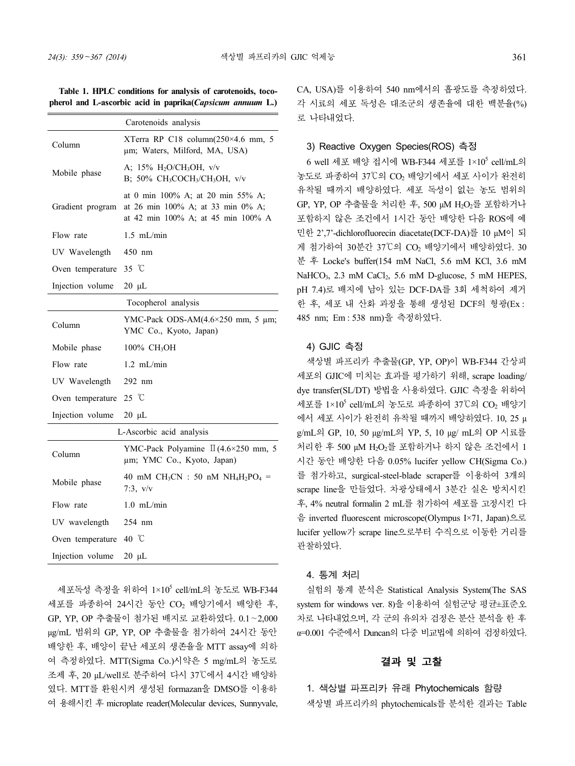**Table 1. HPLC conditions for analysis of carotenoids, tocopherol and L-ascorbic acid in paprika(*Capsicum annuum* L.)**

| Carotenoids analysis | |
|---|---|
| Column | XTerra RP C18 column(250×4.6 mm, 5 μm; Waters, Milford, MA, USA) |
| Mobile phase | A; 15% $H_2O/CH_3OH$, v/v<br>B; 50% $CH_3COCH_3/CH_3OH$, v/v |
| Gradient program | at 0 min 100% A; at 20 min 55% A; at 26 min 100% A; at 33 min 0% A; at 42 min 100% A; at 45 min 100% A |
| Flow rate | 1.5 mL/min |
| UV Wavelength | 450 nm |
| Oven temperature | 35 ℃ |
| Injection volume | 20 μL |
| **Tocopherol analysis** | |
| Column | YMC-Pack ODS-AM(4.6×250 mm, 5 μm; YMC Co., Kyoto, Japan) |
| Mobile phase | 100% $CH_3OH$ |
| Flow rate | 1.2 mL/min |
| UV Wavelength | 292 nm |
| Oven temperature | 25 ℃ |
| Injection volume | 20 μL |
| **L-Ascorbic acid analysis** | |
| Column | YMC-Pack Polyamine Ⅱ(4.6×250 mm, 5 μm; YMC Co., Kyoto, Japan) |
| Mobile phase | 40 mM $CH_3CN$ : 50 nM $NH_4H_2PO_4$ = 7:3, v/v |
| Flow rate | 1.0 mL/min |
| UV wavelength | 254 nm |
| Oven temperature | 40 ℃ |
| Injection volume | 20 μL |

세포독성 측정을 위하여 $1×10^5$ cell/mL의 농도로 WB-F344 세포를 파종하여 24시간 동안 $CO_2$ 배양기에서 배양한 후, GP, YP, OP 추출물이 첨가된 배지로 교환하였다. 0.1~2,000 μg/mL 범위의 GP, YP, OP 추출물을 첨가하여 24시간 동안 배양한 후, 배양이 끝난 세포의 생존율을 MTT assay에 의하여 측정하였다. MTT(Sigma Co.)시약은 5 mg/mL의 농도로 조제 후, 20 μL/well로 분주하여 다시 37℃에서 4시간 배양하였다. MTT를 환원시켜 생성된 formazan을 DMSO를 이용하여 용해시킨 후 microplate reader(Molecular devices, Sunnyvale, CA, USA)를 이용하여 540 nm에서의 흡광도를 측정하였다. 각 시료의 세포 독성은 대조군의 생존율에 대한 백분율(%)로 나타내었다.

### 3) Reactive Oxygen Species(ROS) 측정

6 well 세포 배양 접시에 WB-F344 세포를 $1×10^5$ cell/mL의 농도로 파종하여 37℃의 $CO_2$ 배양기에서 세포 사이가 완전히 유착될 때까지 배양하였다. 세포 독성이 없는 농도 범위의 GP, YP, OP 추출물을 처리한 후, 500 μM $H_2O_2$를 포함하거나 포함하지 않은 조건에서 1시간 동안 배양한 다음 ROS에 예민한 2',7'-dichlorofluorecin diacetate(DCF-DA)를 10 μM이 되게 첨가하여 30분간 37℃의 $CO_2$ 배양기에서 배양하였다. 30분 후 Locke's buffer(154 mM NaCl, 5.6 mM KCl, 3.6 mM $NaHCO_3$, 2.3 mM $CaCl_2$, 5.6 mM D-glucose, 5 mM HEPES, pH 7.4)로 배지에 남아 있는 DCF-DA를 3회 세척하여 제거한 후, 세포 내 산화 과정을 통해 생성된 DCF의 형광(Ex : 485 nm; Em : 538 nm)을 측정하였다.

### 4) GJIC 측정

색상별 파프리카 추출물(GP, YP, OP)이 WB-F344 간상피세포의 GJIC에 미치는 효과를 평가하기 위해, scrape loading/dye transfer(SL/DT) 방법을 사용하였다. GJIC 측정을 위하여 세포를 $1×10^5$ cell/mL의 농도로 파종하여 37℃의 $CO_2$ 배양기에서 세포 사이가 완전히 유착될 때까지 배양하였다. 10, 25 μg/mL의 GP, 10, 50 μg/mL의 YP, 5, 10 μg/ mL의 OP 시료를 처리한 후 500 μM $H_2O_2$를 포함하거나 하지 않은 조건에서 1시간 동안 배양한 다음 0.05% lucifer yellow CH(Sigma Co.)를 첨가하고, surgical-steel-blade scraper를 이용하여 3개의 scrape line을 만들었다. 차광상태에서 3분간 실온 방치시킨 후, 4% neutral formalin 2 mL를 첨가하여 세포를 고정시킨 다음 inverted fluorescent microscope(Olympus I×71, Japan)으로 lucifer yellow가 scrape line으로부터 수직으로 이동한 거리를 관찰하였다.

## 4. 통계 처리

실험의 통계 분석은 Statistical Analysis System(The SAS system for windows ver. 8)을 이용하여 실험군당 평균±표준오차로 나타내었으며, 각 군의 유의차 검정은 분산 분석을 한 후 $\alpha$=0.001 수준에서 Duncan의 다중 비교법에 의하여 검정하였다.

# 결과 및 고찰

## 1. 색상별 파프리카 유래 Phytochemicals 함량

색상별 파프리카의 phytochemicals를 분석한 결과는 Table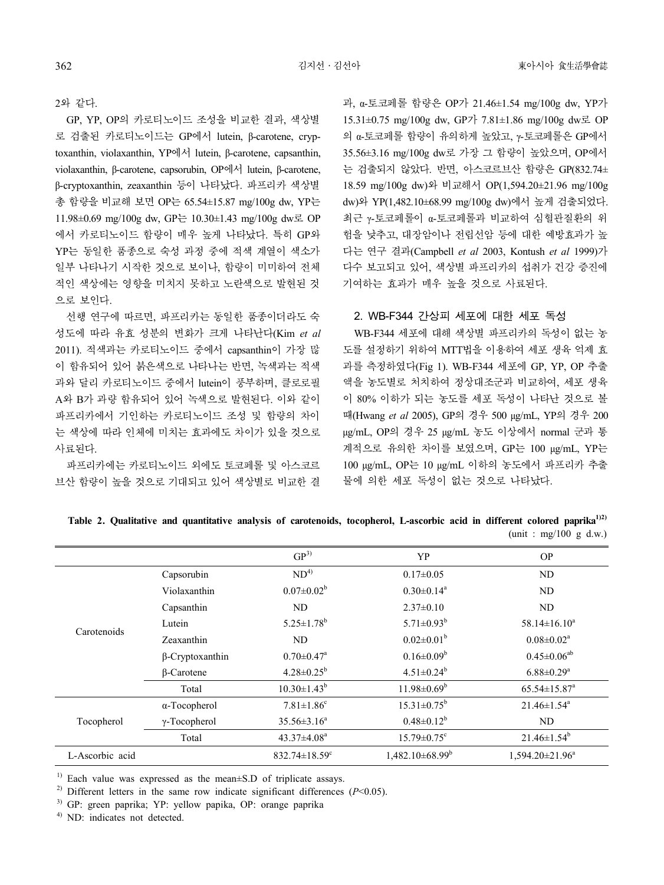2와 같다.

GP, YP, OP의 카로티노이드 조성을 비교한 결과, 색상별로 검출된 카로티노이드는 GP에서 lutein, β-carotene, cryptoxanthin, violaxanthin, YP에서 lutein, β-carotene, capsanthin, violaxanthin, β-carotene, capsorubin, OP에서 lutein, β-carotene, β-cryptoxanthin, zeaxanthin 등이 나타났다. 파프리카 색상별 총 함량을 비교해 보면 OP는 65.54±15.87 mg/100g dw, YP는 11.98±0.69 mg/100g dw, GP는 10.30±1.43 mg/100g dw로 OP에서 카로티노이드 함량이 매우 높게 나타났다. 특히 GP와 YP는 동일한 품종으로 숙성 과정 중에 적색 계열이 색소가 일부 나타나기 시작한 것으로 보이나, 함량이 미미하여 전체적인 색상에는 영향을 미치지 못하고 노란색으로 발현된 것으로 보인다.

선행 연구에 따르면, 파프리카는 동일한 품종이더라도 숙성도에 따라 유효 성분의 변화가 크게 나타난다(Kim *et al* 2011). 적색과는 카로티노이드 중에서 capsanthin이 가장 많이 함유되어 있어 붉은색으로 나타나는 반면, 녹색과는 적색과와 달리 카로티노이드 중에서 lutein이 풍부하며, 클로로필 A와 B가 과량 함유되어 있어 녹색으로 발현된다. 이와 같이 파프리카에서 기인하는 카로티노이드 조성 및 함량의 차이는 색상에 따라 인체에 미치는 효과에도 차이가 있을 것으로 사료된다.

파프리카에는 카로티노이드 외에도 토코페롤 및 아스코르브산 함량이 높을 것으로 기대되고 있어 색상별로 비교한 결과, α-토코페롤 함량은 OP가 21.46±1.54 mg/100g dw, YP가 15.31±0.75 mg/100g dw, GP가 7.81±1.86 mg/100g dw로 OP의 α-토코페롤 함량이 유의하게 높았고, γ-토코페롤은 GP에서 35.56±3.16 mg/100g dw로 가장 그 함량이 높았으며, OP에서는 검출되지 않았다. 반면, 아스코르브산 함량은 GP(832.74±18.59 mg/100g dw)와 비교해서 OP(1,594.20±21.96 mg/100g dw)와 YP(1,482.10±68.99 mg/100g dw)에서 높게 검출되었다. 최근 γ-토코페롤이 α-토코페롤과 비교하여 심혈관질환의 위험을 낮추고, 대장암이나 전립선암 등에 대한 예방효과가 높다는 연구 결과(Campbell *et al* 2003, Kontush *et al* 1999)가 다수 보고되고 있어, 색상별 파프리카의 섭취가 건강 증진에 기여하는 효과가 매우 높을 것으로 사료된다.

## 2. WB-F344 간상피 세포에 대한 세포 독성

WB-F344 세포에 대해 색상별 파프리카의 독성이 없는 농도를 설정하기 위하여 MTT법을 이용하여 세포 생육 억제 효과를 측정하였다(Fig 1). WB-F344 세포에 GP, YP, OP 추출액을 농도별로 처치하여 정상대조군과 비교하여, 세포 생육이 80% 이하가 되는 농도를 세포 독성이 나타난 것으로 볼 때(Hwang *et al* 2005), GP의 경우 500 μg/mL, YP의 경우 200 μg/mL, OP의 경우 25 μg/mL 농도 이상에서 normal 군과 통계적으로 유의한 차이를 보였으며, GP는 100 μg/mL, YP는 100 μg/mL, OP는 10 μg/mL 이하의 농도에서 파프리카 추출물에 의한 세포 독성이 없는 것으로 나타났다.

**Table 2. Qualitative and quantitative analysis of carotenoids, tocopherol, L-ascorbic acid in different colored paprika[1)2)]**

(unit : mg/100 g d.w.)

| | | GP[3)] | YP | OP |
|---|---|---|---|---|
| Carotenoids | Capsorubin | ND[4)] | 0.17±0.05 | ND |
| | Violaxanthin | 0.07±0.02[b] | 0.30±0.14[a] | ND |
| | Capsanthin | ND | 2.37±0.10 | ND |
| | Lutein | 5.25±1.78[b] | 5.71±0.93[b] | 58.14±16.10[a] |
| | Zeaxanthin | ND | 0.02±0.01[b] | 0.08±0.02[a] |
| | β-Cryptoxanthin | 0.70±0.47[a] | 0.16±0.09[b] | 0.45±0.06[ab] |
| | β-Carotene | 4.28±0.25[b] | 4.51±0.24[b] | 6.88±0.29[a] |
| | Total | 10.30±1.43[b] | 11.98±0.69[b] | 65.54±15.87[a] |
| Tocopherol | α-Tocopherol | 7.81±1.86[c] | 15.31±0.75[b] | 21.46±1.54[a] |
| | γ-Tocopherol | 35.56±3.16[a] | 0.48±0.12[b] | ND |
| | Total | 43.37±4.08[a] | 15.79±0.75[c] | 21.46±1.54[b] |
| L-Ascorbic acid | | 832.74±18.59[c] | 1,482.10±68.99[b] | 1,594.20±21.96[a] |

[1)] Each value was expressed as the mean±S.D of triplicate assays.

[2)] Different letters in the same row indicate significant differences ($P$<0.05).

[3)] GP: green paprika; YP: yellow papika, OP: orange paprika

[4)] ND: indicates not detected.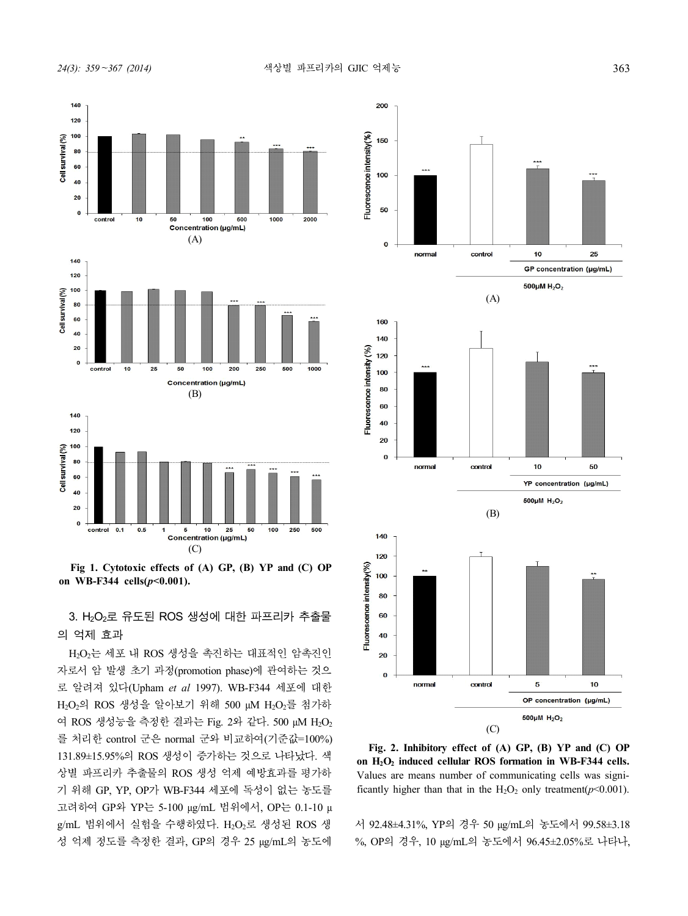Fig 1. Cytotoxic effects of (A) GP, (B) YP and (C) OP on WB-F344 cells($p$<0.001).

Fig. 2. Inhibitory effect of (A) GP, (B) YP and (C) OP on $H_2O_2$ induced cellular ROS formation in WB-F344 cells. Values are means number of communicating cells was significantly higher than that in the $H_2O_2$ only treatment($p$<0.001).

### 3. $H_2O_2$로 유도된 ROS 생성에 대한 파프리카 추출물의 억제 효과

$H_2O_2$는 세포 내 ROS 생성을 촉진하는 대표적인 암촉진인자로서 암 발생 초기 과정(promotion phase)에 관여하는 것으로 알려져 있다(Upham *et al* 1997). WB-F344 세포에 대한 $H_2O_2$의 ROS 생성을 알아보기 위해 500 μM $H_2O_2$를 첨가하여 ROS 생성능을 측정한 결과는 Fig. 2와 같다. 500 μM $H_2O_2$를 처리한 control 군은 normal 군와 비교하여(기준값=100%) 131.89±15.95%의 ROS 생성이 증가하는 것으로 나타났다. 색상별 파프리카 추출물의 ROS 생성 억제 예방효과를 평가하기 위해 GP, YP, OP가 WB-F344 세포에 독성이 없는 농도를 고려하여 GP와 YP는 5-100 μg/mL 범위에서, OP는 0.1-10 μg/mL 범위에서 실험을 수행하였다. $H_2O_2$로 생성된 ROS 생성 억제 정도를 측정한 결과, GP의 경우 25 μg/mL의 농도에서 92.48±4.31%, YP의 경우 50 μg/mL의 농도에서 99.58±3.18%, OP의 경우, 10 μg/mL의 농도에서 96.45±2.05%로 나타나,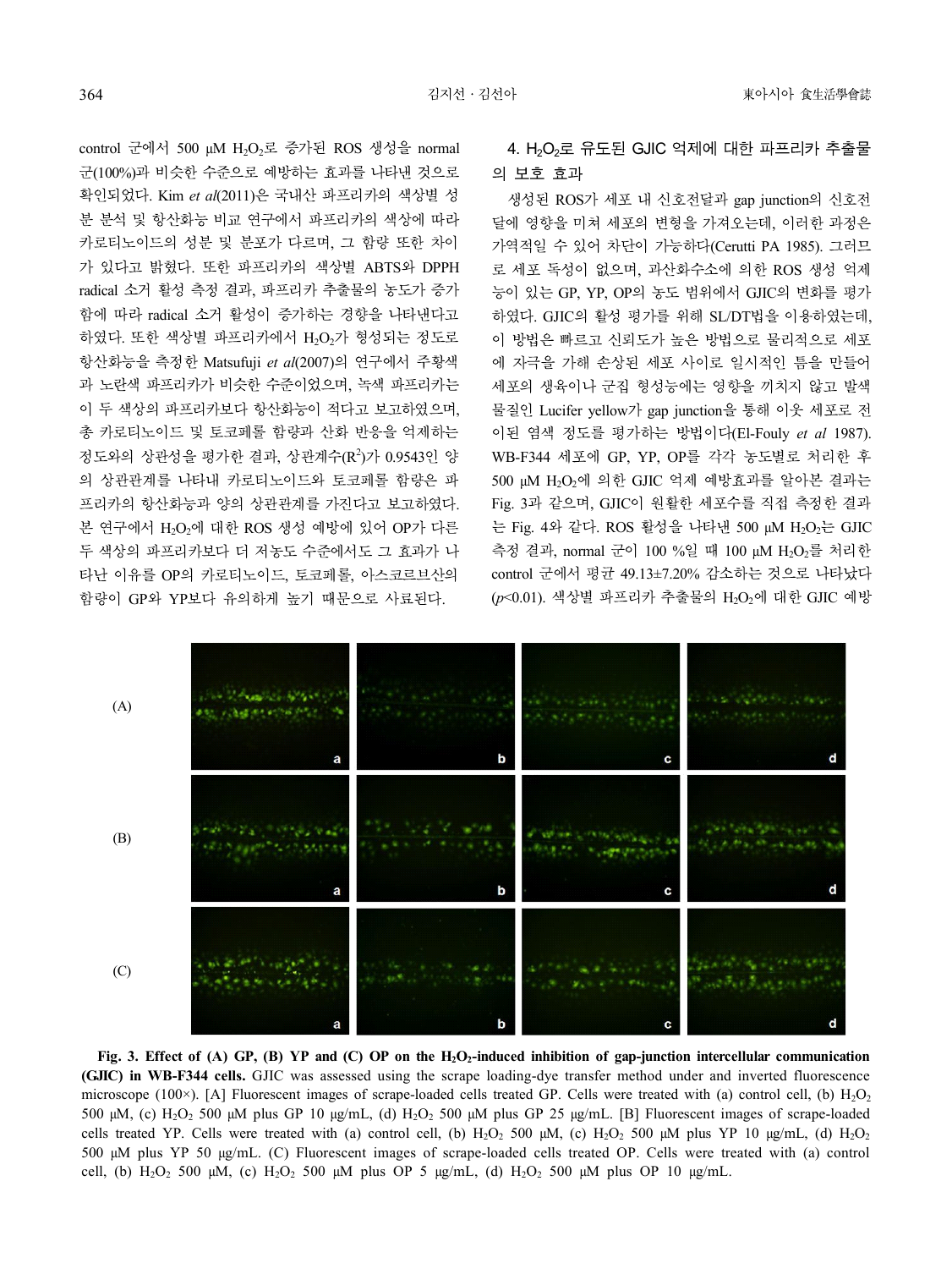control 군에서 500 μM $H_2O_2$로 증가된 ROS 생성을 normal 군(100%)과 비슷한 수준으로 예방하는 효과를 나타낸 것으로 확인되었다. Kim *et al*(2011)은 국내산 파프리카의 색상별 성분 분석 및 항산화능 비교 연구에서 파프리카의 색상에 따라 카로티노이드의 성분 및 분포가 다르며, 그 함량 또한 차이가 있다고 밝혔다. 또한 파프리카의 색상별 ABTS와 DPPH radical 소거 활성 측정 결과, 파프리카 추출물의 농도가 증가함에 따라 radical 소거 활성이 증가하는 경향을 나타낸다고 하였다. 또한 색상별 파프리카에서 $H_2O_2$가 형성되는 정도로 항산화능을 측정한 Matsufuji *et al*(2007)의 연구에서 주황색과 노란색 파프리카가 비슷한 수준이었으며, 녹색 파프리카는 이 두 색상의 파프리카보다 항산화능이 적다고 보고하였으며, 총 카로티노이드 및 토코페롤 함량과 산화 반응을 억제하는 정도와의 상관성을 평가한 결과, 상관계수($R^2$)가 0.9543인 양의 상관관계를 나타내 카로티노이드와 토코페롤 함량은 파프리카의 항산화능과 양의 상관관계를 가진다고 보고하였다. 본 연구에서 $H_2O_2$에 대한 ROS 생성 예방에 있어 OP가 다른 두 색상의 파프리카보다 더 저농도 수준에서도 그 효과가 나타난 이유를 OP의 카로티노이드, 토코페롤, 아스코르브산의 함량이 GP와 YP보다 유의하게 높기 때문으로 사료된다.

### 4. $H_2O_2$로 유도된 GJIC 억제에 대한 파프리카 추출물의 보호 효과

생성된 ROS가 세포 내 신호전달과 gap junction의 신호전달에 영향을 미쳐 세포의 변형을 가져오는데, 이러한 과정은 가역적일 수 있어 차단이 가능하다(Cerutti PA 1985). 그러므로 세포 독성이 없으며, 과산화수소에 의한 ROS 생성 억제능이 있는 GP, YP, OP의 농도 범위에서 GJIC의 변화를 평가하였다. GJIC의 활성 평가를 위해 SL/DT법을 이용하였는데, 이 방법은 빠르고 신뢰도가 높은 방법으로 물리적으로 세포에 자극을 가해 손상된 세포 사이로 일시적인 틈을 만들어 세포의 생육이나 군집 형성능에는 영향을 끼치지 않고 발색물질인 Lucifer yellow가 gap junction을 통해 이웃 세포로 전이된 염색 정도를 평가하는 방법이다(El-Fouly *et al* 1987). WB-F344 세포에 GP, YP, OP를 각각 농도별로 처리한 후 500 μM $H_2O_2$에 의한 GJIC 억제 예방효과를 알아본 결과는 Fig. 3과 같으며, GJIC이 원활한 세포수를 직접 측정한 결과는 Fig. 4와 같다. ROS 활성을 나타낸 500 μM $H_2O_2$는 GJIC 측정 결과, normal 군이 100 %일 때 100 μM $H_2O_2$를 처리한 control 군에서 평균 49.13±7.20% 감소하는 것으로 나타났다 ($p$<0.01). 색상별 파프리카 추출물의 $H_2O_2$에 대한 GJIC 예방

**Fig. 3. Effect of (A) GP, (B) YP and (C) OP on the $H_2O_2$-induced inhibition of gap-junction intercellular communication (GJIC) in WB-F344 cells.** GJIC was assessed using the scrape loading-dye transfer method under and inverted fluorescence microscope (100×). [A] Fluorescent images of scrape-loaded cells treated GP. Cells were treated with (a) control cell, (b) $H_2O_2$ 500 μM, (c) $H_2O_2$ 500 μM plus GP 10 μg/mL, (d) $H_2O_2$ 500 μM plus GP 25 μg/mL. [B] Fluorescent images of scrape-loaded cells treated YP. Cells were treated with (a) control cell, (b) $H_2O_2$ 500 μM, (c) $H_2O_2$ 500 μM plus YP 10 μg/mL, (d) $H_2O_2$ 500 μM plus YP 50 μg/mL. (C) Fluorescent images of scrape-loaded cells treated OP. Cells were treated with (a) control cell, (b) $H_2O_2$ 500 μM, (c) $H_2O_2$ 500 μM plus OP 5 μg/mL, (d) $H_2O_2$ 500 μM plus OP 10 μg/mL.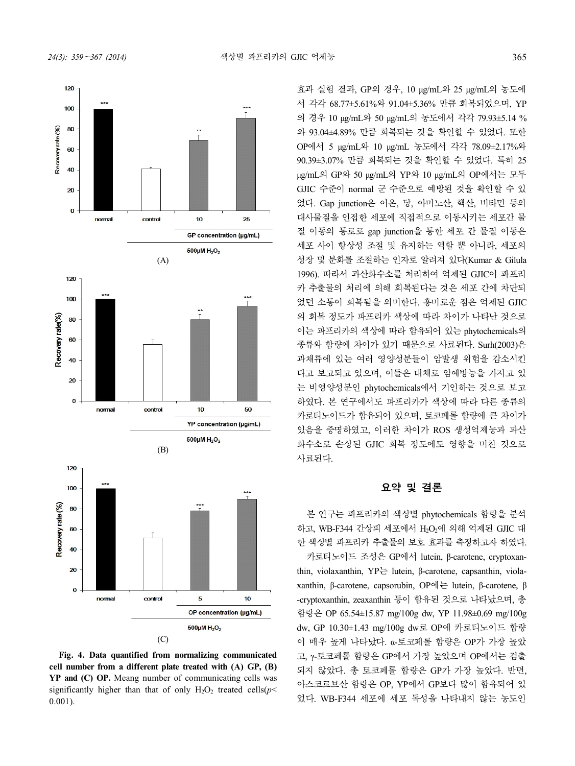(A)

(B)

(C)

**Fig. 4. Data quantified from normalizing communicated cell number from a different plate treated with (A) GP, (B) YP and (C) OP.** Meang number of communicating cells was significantly higher than that of only $H_2O_2$ treated cells($p< 0.001$).

효과 실험 결과, GP의 경우, 10 μg/mL와 25 μg/mL의 농도에서 각각 68.77±5.61%와 91.04±5.36% 만큼 회복되었으며, YP의 경우 10 μg/mL와 50 μg/mL의 농도에서 각각 79.93±5.14 %와 93.04±4.89% 만큼 회복되는 것을 확인할 수 있었다. 또한 OP에서 5 μg/mL와 10 μg/mL 농도에서 각각 78.09±2.17%와 90.39±3.07% 만큼 회복되는 것을 확인할 수 있었다. 특히 25 μg/mL의 GP와 50 μg/mL의 YP와 10 μg/mL의 OP에서는 모두 GJIC 수준이 normal 군 수준으로 예방된 것을 확인할 수 있었다. Gap junction은 이온, 당, 아미노산, 핵산, 비타민 등의 대사물질을 인접한 세포에 직접적으로 이동시키는 세포간 물질 이동의 통로로 gap junction을 통한 세포 간 물질 이동은 세포 사이 항상성 조절 및 유지하는 역할 뿐 아니라, 세포의 성장 및 분화를 조절하는 인자로 알려져 있다(Kumar & Gilula 1996). 따라서 과산화수소를 처리하여 억제된 GJIC이 파프리카 추출물의 처리에 의해 회복된다는 것은 세포 간에 차단되었던 소통이 회복됨을 의미한다. 흥미로운 점은 억제된 GJIC의 회복 정도가 파프리카 색상에 따라 차이가 나타난 것으로 이는 파프리카의 색상에 따라 함유되어 있는 phytochemicals의 종류와 함량에 차이가 있기 때문으로 사료된다. Surh(2003)은 과채류에 있는 여러 영양성분들이 암발생 위험을 감소시킨다고 보고되고 있으며, 이들은 대체로 암예방능을 가지고 있는 비영양성분인 phytochemicals에서 기인하는 것으로 보고하였다. 본 연구에서도 파프리카가 색상에 따라 다른 종류의 카로티노이드가 함유되어 있으며, 토코페롤 함량에 큰 차이가 있음을 증명하였고, 이러한 차이가 ROS 생성억제능과 과산화수소로 손상된 GJIC 회복 정도에도 영향을 미친 것으로 사료된다.

## 요약 및 결론

본 연구는 파프리카의 색상별 phytochemicals 함량을 분석하고, WB-F344 간상피 세포에서 $H_2O_2$에 의해 억제된 GJIC 대한 색상별 파프리카 추출물의 보호 효과를 측정하고자 하였다.

카로티노이드 조성은 GP에서 lutein, β-carotene, cryptoxanthin, violaxanthin, YP는 lutein, β-carotene, capsanthin, violaxanthin, β-carotene, capsorubin, OP에는 lutein, β-carotene, β-cryptoxanthin, zeaxanthin 등이 함유된 것으로 나타났으며, 총 함량은 OP 65.54±15.87 mg/100g dw, YP 11.98±0.69 mg/100g dw, GP 10.30±1.43 mg/100g dw로 OP에 카로티노이드 함량이 매우 높게 나타났다. α-토코페롤 함량은 OP가 가장 높았고, γ-토코페롤 함량은 GP에서 가장 높았으며 OP에서는 검출되지 않았다. 총 토코페롤 함량은 GP가 가장 높았다. 반면, 아스코르브산 함량은 OP, YP에서 GP보다 많이 함유되어 있었다. WB-F344 세포에 세포 독성을 나타내지 않는 농도인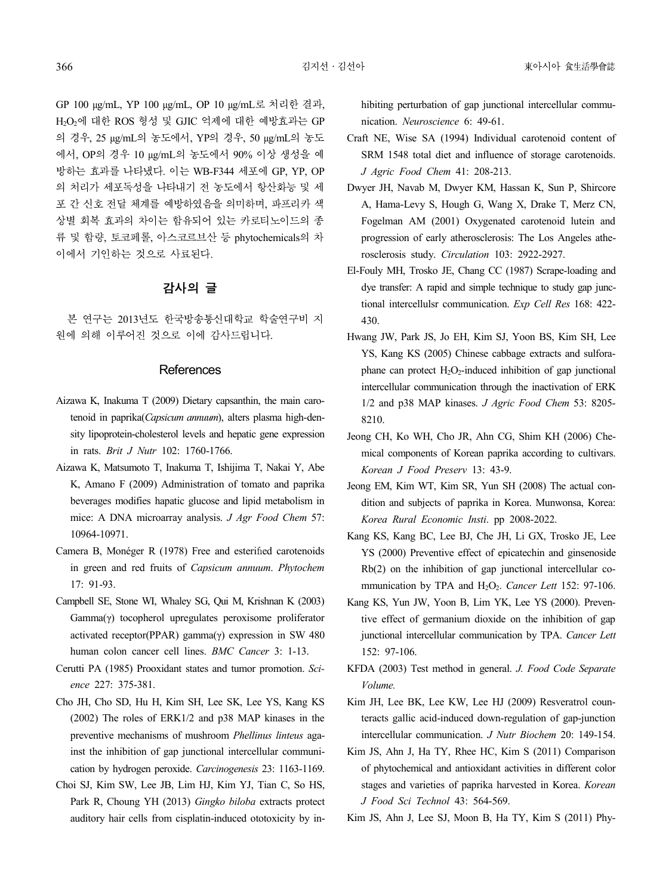GP 100 μg/mL, YP 100 μg/mL, OP 10 μg/mL로 처리한 결과, $H_2O_2$에 대한 ROS 형성 및 GJIC 억제에 대한 예방효과는 GP의 경우, 25 μg/mL의 농도에서, YP의 경우, 50 μg/mL의 농도에서, OP의 경우 10 μg/mL의 농도에서 90% 이상 생성을 예방하는 효과를 나타냈다. 이는 WB-F344 세포에 GP, YP, OP의 처리가 세포독성을 나타내기 전 농도에서 항산화능 및 세포 간 신호 전달 체계를 예방하였음을 의미하며, 파프리카 색상별 회복 효과의 차이는 함유되어 있는 카로티노이드의 종류 및 함량, 토코페롤, 아스코르브산 등 phytochemicals의 차이에서 기인하는 것으로 사료된다.

## 감사의 글

본 연구는 2013년도 한국방송통신대학교 학술연구비 지원에 의해 이루어진 것으로 이에 감사드립니다.

## References

Aizawa K, Inakuma T (2009) Dietary capsanthin, the main carotenoid in paprika(*Capsicum annuum*), alters plasma high-density lipoprotein-cholesterol levels and hepatic gene expression in rats. *Brit J Nutr* 102: 1760-1766.

Aizawa K, Matsumoto T, Inakuma T, Ishijima T, Nakai Y, Abe K, Amano F (2009) Administration of tomato and paprika beverages modifies hepatic glucose and lipid metabolism in mice: A DNA microarray analysis. *J Agr Food Chem* 57: 10964-10971.

Camera B, Monéger R (1978) Free and esterified carotenoids in green and red fruits of *Capsicum annuum*. *Phytochem* 17: 91-93.

Campbell SE, Stone WI, Whaley SG, Qui M, Krishnan K (2003) Gamma(γ) tocopherol upregulates peroxisome proliferator activated receptor(PPAR) gamma(γ) expression in SW 480 human colon cancer cell lines. *BMC Cancer* 3: 1-13.

Cerutti PA (1985) Prooxidant states and tumor promotion. *Science* 227: 375-381.

Cho JH, Cho SD, Hu H, Kim SH, Lee SK, Lee YS, Kang KS (2002) The roles of ERK1/2 and p38 MAP kinases in the preventive mechanisms of mushroom *Phellinus linteus* against the inhibition of gap junctional intercellular communication by hydrogen peroxide. *Carcinogenesis* 23: 1163-1169.

Choi SJ, Kim SW, Lee JB, Lim HJ, Kim YJ, Tian C, So HS, Park R, Choung YH (2013) *Gingko biloba* extracts protect auditory hair cells from cisplatin-induced ototoxicity by inhibiting perturbation of gap junctional intercellular communication. *Neuroscience* 6: 49-61.

Craft NE, Wise SA (1994) Individual carotenoid content of SRM 1548 total diet and influence of storage carotenoids. *J Agric Food Chem* 41: 208-213.

Dwyer JH, Navab M, Dwyer KM, Hassan K, Sun P, Shircore A, Hama-Levy S, Hough G, Wang X, Drake T, Merz CN, Fogelman AM (2001) Oxygenated carotenoid lutein and progression of early atherosclerosis: The Los Angeles atherosclerosis study. *Circulation* 103: 2922-2927.

El-Fouly MH, Trosko JE, Chang CC (1987) Scrape-loading and dye transfer: A rapid and simple technique to study gap junctional intercellulsr communication. *Exp Cell Res* 168: 422-430.

Hwang JW, Park JS, Jo EH, Kim SJ, Yoon BS, Kim SH, Lee YS, Kang KS (2005) Chinese cabbage extracts and sulforaphane can protect $H_2O_2$-induced inhibition of gap junctional intercellular communication through the inactivation of ERK 1/2 and p38 MAP kinases. *J Agric Food Chem* 53: 8205-8210.

Jeong CH, Ko WH, Cho JR, Ahn CG, Shim KH (2006) Chemical components of Korean paprika according to cultivars. *Korean J Food Preserv* 13: 43-9.

Jeong EM, Kim WT, Kim SR, Yun SH (2008) The actual condition and subjects of paprika in Korea. Munwonsa, Korea: *Korea Rural Economic Insti*. pp 2008-2022.

Kang KS, Kang BC, Lee BJ, Che JH, Li GX, Trosko JE, Lee YS (2000) Preventive effect of epicatechin and ginsenoside Rb(2) on the inhibition of gap junctional intercellular communication by TPA and $H_2O_2$. *Cancer Lett* 152: 97-106.

Kang KS, Yun JW, Yoon B, Lim YK, Lee YS (2000). Preventive effect of germanium dioxide on the inhibition of gap junctional intercellular communication by TPA. *Cancer Lett* 152: 97-106.

KFDA (2003) Test method in general. *J. Food Code Separate Volume.*

Kim JH, Lee BK, Lee KW, Lee HJ (2009) Resveratrol counteracts gallic acid-induced down-regulation of gap-junction intercellular communication. *J Nutr Biochem* 20: 149-154.

Kim JS, Ahn J, Ha TY, Rhee HC, Kim S (2011) Comparison of phytochemical and antioxidant activities in different color stages and varieties of paprika harvested in Korea. *Korean J Food Sci Technol* 43: 564-569.

Kim JS, Ahn J, Lee SJ, Moon B, Ha TY, Kim S (2011) Phy-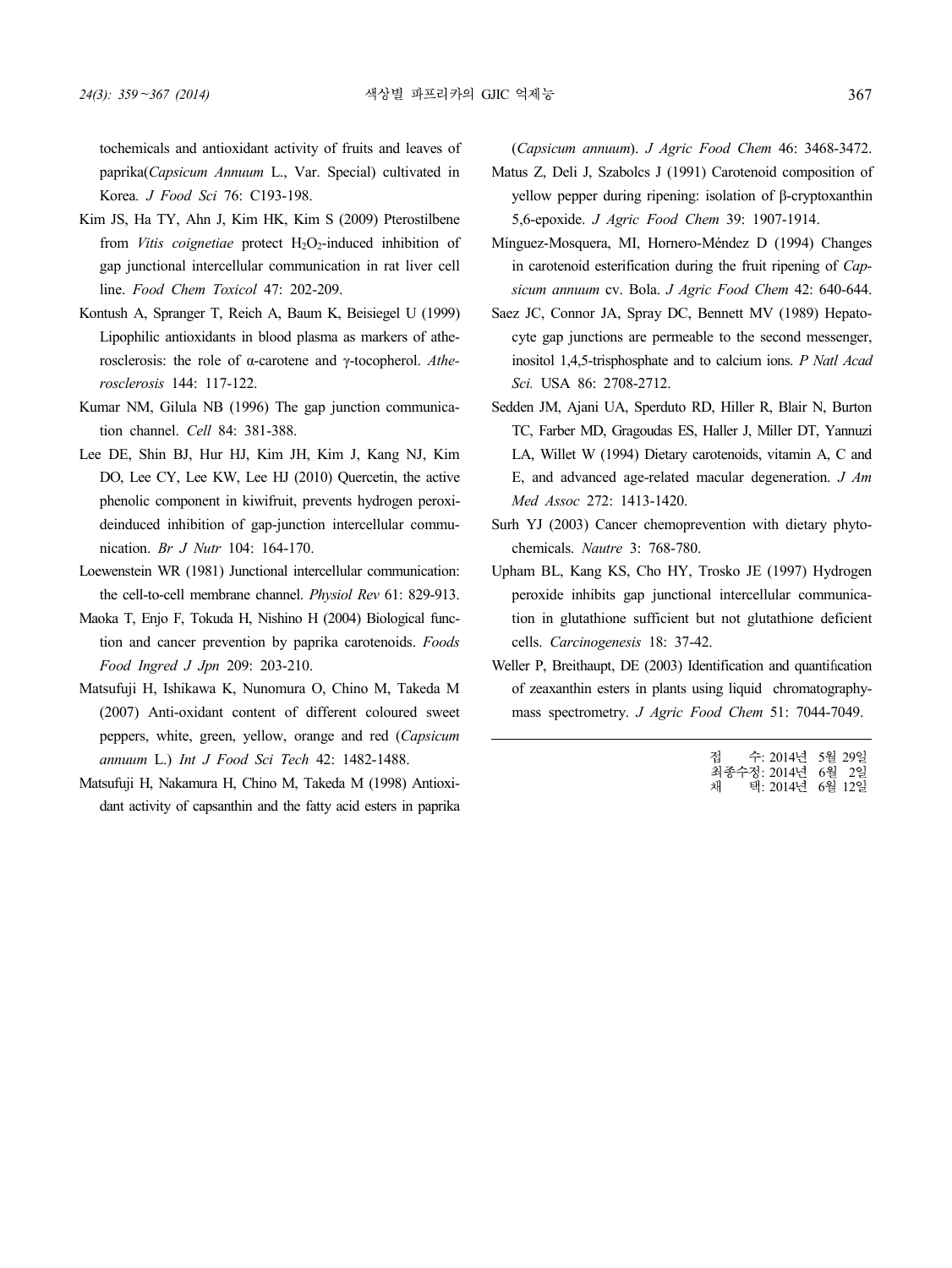tochemicals and antioxidant activity of fruits and leaves of paprika(*Capsicum Annuum* L., Var. Special) cultivated in Korea. *J Food Sci* 76: C193-198.

Kim JS, Ha TY, Ahn J, Kim HK, Kim S (2009) Pterostilbene from *Vitis coignetiae* protect $H_2O_2$-induced inhibition of gap junctional intercellular communication in rat liver cell line. *Food Chem Toxicol* 47: 202-209.

Kontush A, Spranger T, Reich A, Baum K, Beisiegel U (1999) Lipophilic antioxidants in blood plasma as markers of atherosclerosis: the role of α-carotene and γ-tocopherol. *Atherosclerosis* 144: 117-122.

Kumar NM, Gilula NB (1996) The gap junction communication channel. *Cell* 84: 381-388.

Lee DE, Shin BJ, Hur HJ, Kim JH, Kim J, Kang NJ, Kim DO, Lee CY, Lee KW, Lee HJ (2010) Quercetin, the active phenolic component in kiwifruit, prevents hydrogen peroxideinduced inhibition of gap-junction intercellular communication. *Br J Nutr* 104: 164-170.

Loewenstein WR (1981) Junctional intercellular communication: the cell-to-cell membrane channel. *Physiol Rev* 61: 829-913.

Maoka T, Enjo F, Tokuda H, Nishino H (2004) Biological function and cancer prevention by paprika carotenoids. *Foods Food Ingred J Jpn* 209: 203-210.

Matsufuji H, Ishikawa K, Nunomura O, Chino M, Takeda M (2007) Anti-oxidant content of different coloured sweet peppers, white, green, yellow, orange and red (*Capsicum annuum* L.) *Int J Food Sci Tech* 42: 1482-1488.

Matsufuji H, Nakamura H, Chino M, Takeda M (1998) Antioxidant activity of capsanthin and the fatty acid esters in paprika (*Capsicum annuum*). *J Agric Food Chem* 46: 3468-3472.

Matus Z, Deli J, Szabolcs J (1991) Carotenoid composition of yellow pepper during ripening: isolation of β-cryptoxanthin 5,6-epoxide. *J Agric Food Chem* 39: 1907-1914.

Mínguez-Mosquera, MI, Hornero-Méndez D (1994) Changes in carotenoid esterification during the fruit ripening of *Capsicum annuum* cv. Bola. *J Agric Food Chem* 42: 640-644.

Saez JC, Connor JA, Spray DC, Bennett MV (1989) Hepatocyte gap junctions are permeable to the second messenger, inositol 1,4,5-trisphosphate and to calcium ions. *P Natl Acad Sci.* USA 86: 2708-2712.

Sedden JM, Ajani UA, Sperduto RD, Hiller R, Blair N, Burton TC, Farber MD, Gragoudas ES, Haller J, Miller DT, Yannuzi LA, Willet W (1994) Dietary carotenoids, vitamin A, C and E, and advanced age-related macular degeneration. *J Am Med Assoc* 272: 1413-1420.

Surh YJ (2003) Cancer chemoprevention with dietary phytochemicals. *Nautre* 3: 768-780.

Upham BL, Kang KS, Cho HY, Trosko JE (1997) Hydrogen peroxide inhibits gap junctional intercellular communication in glutathione sufficient but not glutathione deficient cells. *Carcinogenesis* 18: 37-42.

Weller P, Breithaupt, DE (2003) Identification and quantification of zeaxanthin esters in plants using liquid chromatography-mass spectrometry. *J Agric Food Chem* 51: 7044-7049.

---

접　　수: 2014년 5월 29일
최종수정: 2014년 6월 2일
채　　택: 2014년 6월 12일